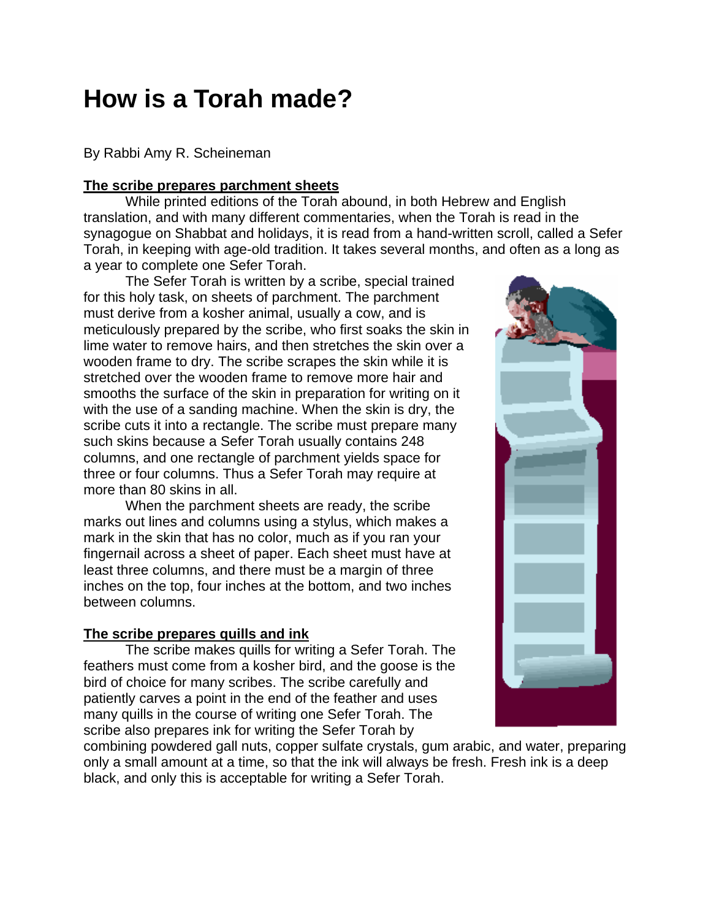# How is a Torah made?

By Rabbi Amy R. Scheineman

## The scribe prepares parchment sheets

While printed editions of the Torah abound, in both Hebrew and English translation, and with many different commentaries, when the Torah is read in the synagogue on Shabbat and holidays, it is read from a hand-written scroll, called a Sefer Torah, in keeping with age-old tradition. It takes several months, and often as a long as a year to complete one Sefer Torah.

The Sefer Torah is written by a scribe, special trained for this holy task, on sheets of parchment. The parchment must derive from a kosher animal, usually a cow, and is meticulously prepared by the scribe, who first soaks the skin in lime water to remove hairs, and then stretches the skin over a wooden frame to dry. The scribe scrapes the skin while it is stretched over the wooden frame to remove more hair and smooths the surface of the skin in preparation for writing on it with the use of a sanding machine. When the skin is dry, the scribe cuts it into a rectangle. The scribe must prepare many such skins because a Sefer Torah usually contains 248 columns, and one rectangle of parchment yields space for three or four columns. Thus a Sefer Torah may require at more than 80 skins in all.

When the parchment sheets are ready, the scribe marks out lines and columns using a stylus, which makes a mark in the skin that has no color, much as if you ran your fingernail across a sheet of paper. Each sheet must have at least three columns, and there must be a margin of three inches on the top, four inches at the bottom, and two inches between columns.

## The scribe prepares quills and ink

The scribe makes quills for writing a Sefer Torah. The feathers must come from a kosher bird, and the goose is the bird of choice for many scribes. The scribe carefully and patiently carves a point in the end of the feather and uses many quills in the course of writing one Sefer Torah. The scribe also prepares ink for writing the Sefer Torah by combining powdered gall nuts, copper sulfate crystals, gum arabic, and water, preparing only a small amount at a time, so that the ink will always be fresh. Fresh ink is a deep black, and only this is acceptable for writing a Sefer Torah.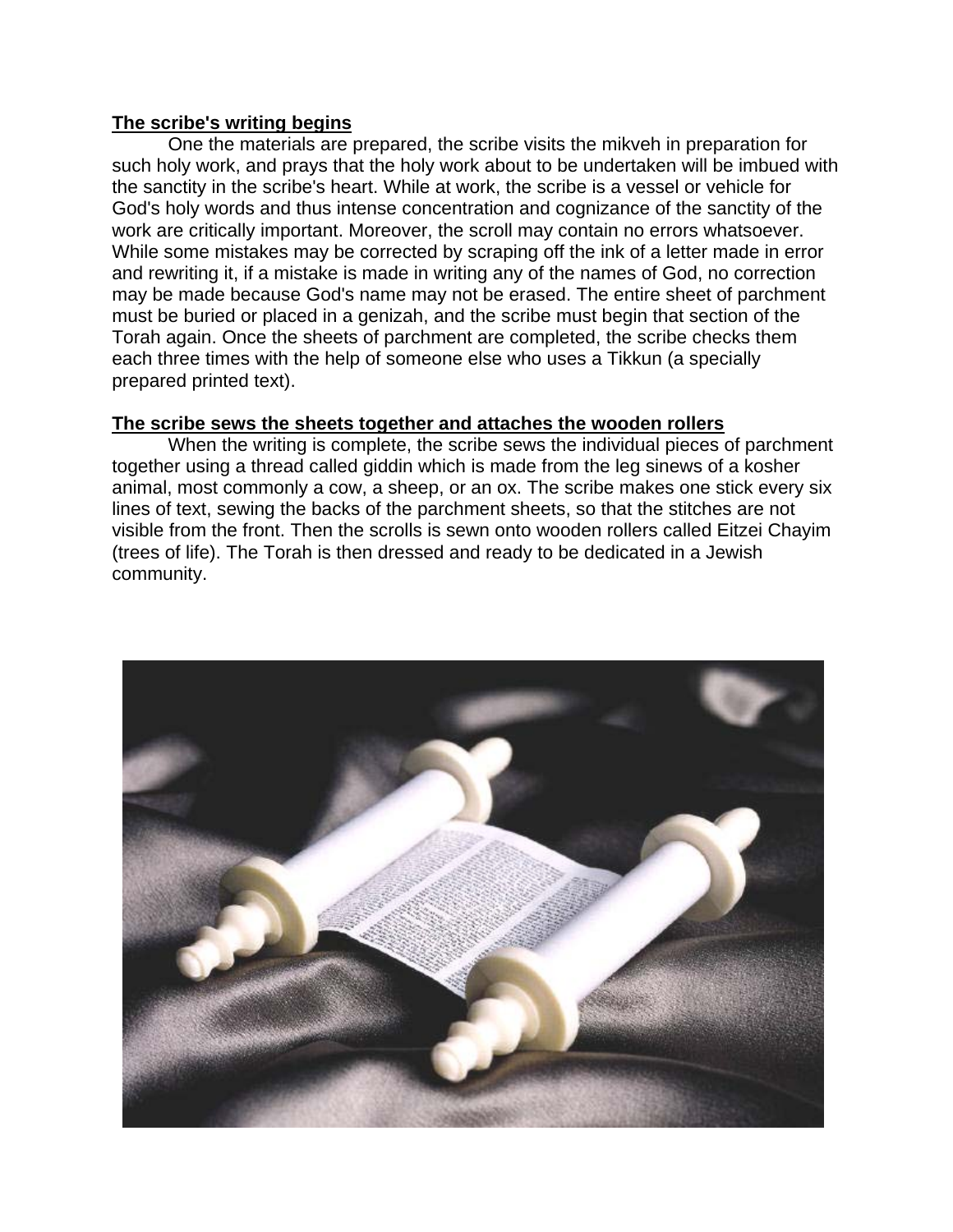**The scribe's writing begins**

One the materials are prepared, the scribe visits the mikveh in preparation for such holy work, and prays that the holy work about to be undertaken will be imbued with the sanctity in the scribe's heart. While at work, the scribe is a vessel or vehicle for God's holy words and thus intense concentration and cognizance of the sanctity of the work are critically important. Moreover, the scroll may contain no errors whatsoever. While some mistakes may be corrected by scraping off the ink of a letter made in error and rewriting it, if a mistake is made in writing any of the names of God, no correction may be made because God's name may not be erased. The entire sheet of parchment must be buried or placed in a genizah, and the scribe must begin that section of the Torah again. Once the sheets of parchment are completed, the scribe checks them each three times with the help of someone else who uses a Tikkun (a specially prepared printed text).

**The scribe sews the sheets together and attaches the wooden rollers**

When the writing is complete, the scribe sews the individual pieces of parchment together using a thread called giddin which is made from the leg sinews of a kosher animal, most commonly a cow, a sheep, or an ox. The scribe makes one stick every six lines of text, sewing the backs of the parchment sheets, so that the stitches are not visible from the front. Then the scrolls is sewn onto wooden rollers called Eitzei Chayim (trees of life). The Torah is then dressed and ready to be dedicated in a Jewish community.